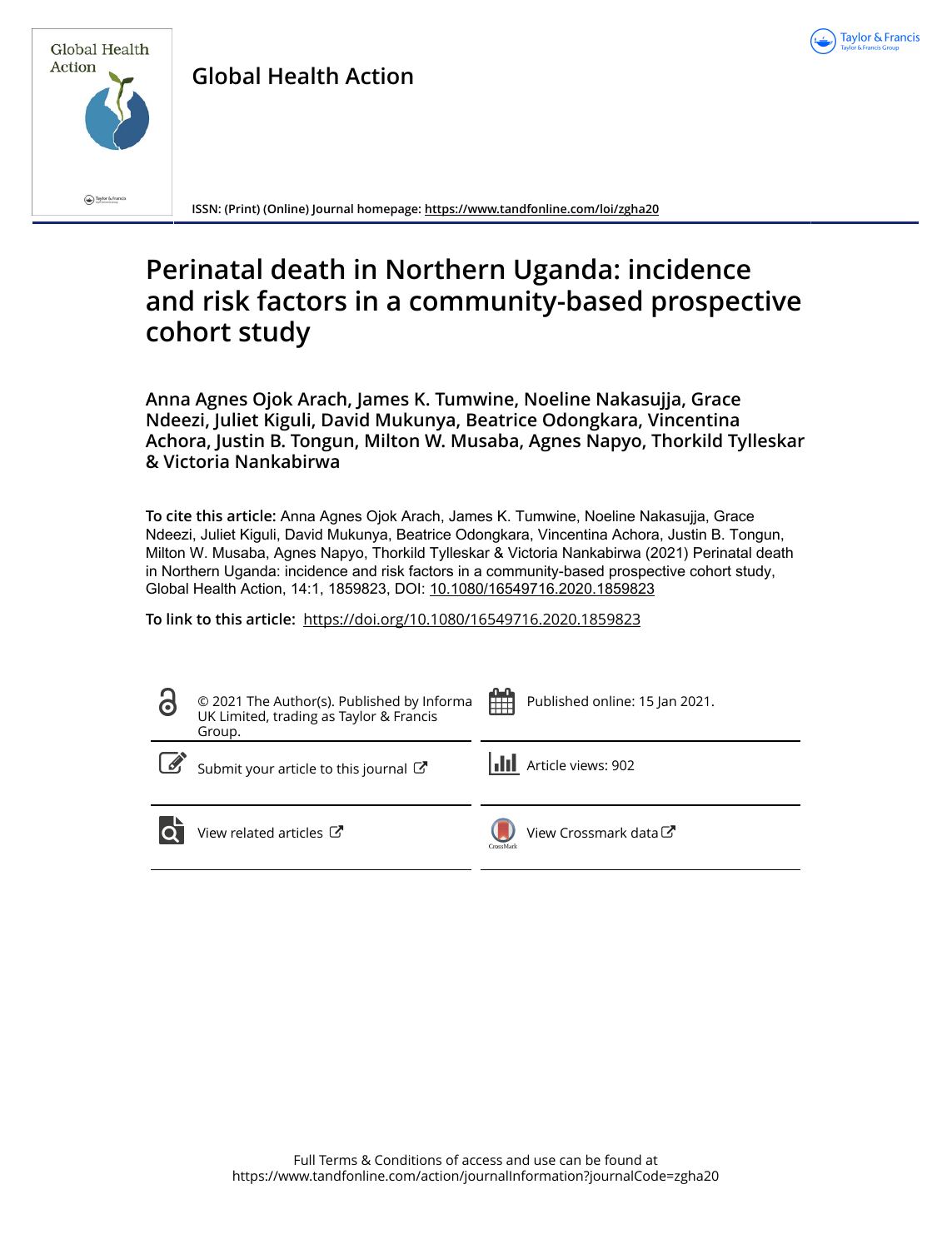Global Health Action

ISSN: (Print) (Online) Journal homepage: https://www.tandfonline.com/loi/zgha20

# Perinatal death in Northern Uganda: incidence and risk factors in a community-based prospective cohort study

**Anna Agnes Ojok Arach, James K. Tumwine, Noeline Nakasujja, Grace Ndeezi, Juliet Kiguli, David Mukunya, Beatrice Odongkara, Vincentina Achora, Justin B. Tongun, Milton W. Musaba, Agnes Napyo, Thorkild Tylleskar & Victoria Nankabirwa**

**To cite this article:** Anna Agnes Ojok Arach, James K. Tumwine, Noeline Nakasujja, Grace Ndeezi, Juliet Kiguli, David Mukunya, Beatrice Odongkara, Vincentina Achora, Justin B. Tongun, Milton W. Musaba, Agnes Napyo, Thorkild Tylleskar & Victoria Nankabirwa (2021) Perinatal death in Northern Uganda: incidence and risk factors in a community-based prospective cohort study, Global Health Action, 14:1, 1859823, DOI: 10.1080/16549716.2020.1859823

**To link to this article:** https://doi.org/10.1080/16549716.2020.1859823

© 2021 The Author(s). Published by Informa UK Limited, trading as Taylor & Francis Group.

Published online: 15 Jan 2021.

Submit your article to this journal

Article views: 902

View related articles

View Crossmark data

Full Terms & Conditions of access and use can be found at https://www.tandfonline.com/action/journalInformation?journalCode=zgha20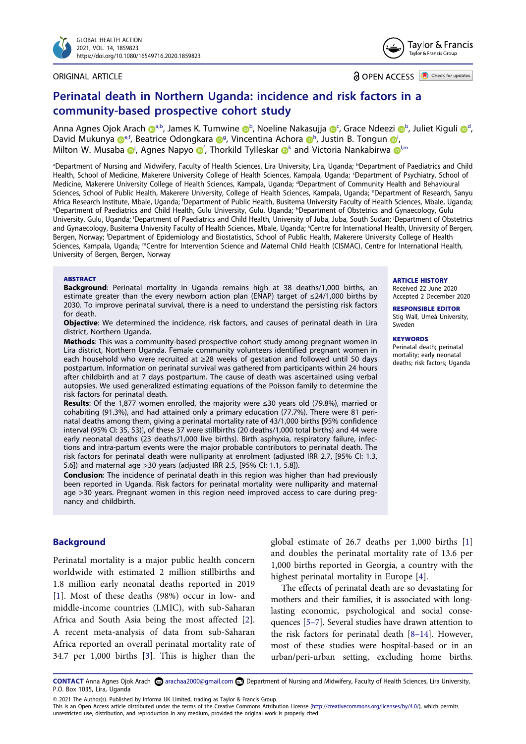# Perinatal death in Northern Uganda: incidence and risk factors in a community-based prospective cohort study

Anna Agnes Ojok Arach [a,b], James K. Tumwine [b], Noeline Nakasujja [c], Grace Ndeezi [b], Juliet Kiguli [d], David Mukunya [e,f], Beatrice Odongkara [g], Vincentina Achora [h], Justin B. Tongun [i], Milton W. Musaba [j], Agnes Napyo [f], Thorkild Tylleskar [k] and Victoria Nankabirwa [l,m]

[a]Department of Nursing and Midwifery, Faculty of Health Sciences, Lira University, Lira, Uganda; [b]Department of Paediatrics and Child Health, School of Medicine, Makerere University College of Health Sciences, Kampala, Uganda; [c]Department of Psychiatry, School of Medicine, Makerere University College of Health Sciences, Kampala, Uganda; [d]Department of Community Health and Behavioural Sciences, School of Public Health, Makerere University, College of Health Sciences, Kampala, Uganda; [e]Department of Research, Sanyu Africa Research Institute, Mbale, Uganda; [f]Department of Public Health, Busitema University Faculty of Health Sciences, Mbale, Uganda; [g]Department of Paediatrics and Child Health, Gulu University, Gulu, Uganda; [h]Department of Obstetrics and Gynaecology, Gulu University, Gulu, Uganda; [i]Department of Paediatrics and Child Health, University of Juba, Juba, South Sudan; [j]Department of Obstetrics and Gynaecology, Busitema University Faculty of Health Sciences, Mbale, Uganda; [k]Centre for International Health, University of Bergen, Bergen, Norway; [l]Department of Epidemiology and Biostatistics, School of Public Health, Makerere University College of Health Sciences, Kampala, Uganda; [m]Centre for Intervention Science and Maternal Child Health (CISMAC), Centre for International Health, University of Bergen, Bergen, Norway

ORIGINAL ARTICLE

OPEN ACCESS

## ABSTRACT

**Background**: Perinatal mortality in Uganda remains high at 38 deaths/1,000 births, an estimate greater than the every newborn action plan (ENAP) target of ≤24/1,000 births by 2030. To improve perinatal survival, there is a need to understand the persisting risk factors for death.

**Objective**: We determined the incidence, risk factors, and causes of perinatal death in Lira district, Northern Uganda.

**Methods**: This was a community-based prospective cohort study among pregnant women in Lira district, Northern Uganda. Female community volunteers identified pregnant women in each household who were recruited at ≥28 weeks of gestation and followed until 50 days postpartum. Information on perinatal survival was gathered from participants within 24 hours after childbirth and at 7 days postpartum. The cause of death was ascertained using verbal autopsies. We used generalized estimating equations of the Poisson family to determine the risk factors for perinatal death.

**Results**: Of the 1,877 women enrolled, the majority were ≤30 years old (79.8%), married or cohabiting (91.3%), and had attained only a primary education (77.7%). There were 81 perinatal deaths among them, giving a perinatal mortality rate of 43/1,000 births [95% confidence interval (95% CI: 35, 53)], of these 37 were stillbirths (20 deaths/1,000 total births) and 44 were early neonatal deaths (23 deaths/1,000 live births). Birth asphyxia, respiratory failure, infections and intra-partum events were the major probable contributors to perinatal death. The risk factors for perinatal death were nulliparity at enrolment (adjusted IRR 2.7, [95% CI: 1.3, 5.6]) and maternal age >30 years (adjusted IRR 2.5, [95% CI: 1.1, 5.8]).

**Conclusion**: The incidence of perinatal death in this region was higher than had previously been reported in Uganda. Risk factors for perinatal mortality were nulliparity and maternal age >30 years. Pregnant women in this region need improved access to care during pregnancy and childbirth.

**ARTICLE HISTORY**
Received 22 June 2020
Accepted 2 December 2020

**RESPONSIBLE EDITOR**
Stig Wall, Umeå University, Sweden

**KEYWORDS**
Perinatal death; perinatal mortality; early neonatal deaths; risk factors; Uganda

## Background

Perinatal mortality is a major public health concern worldwide with estimated 2 million stillbirths and 1.8 million early neonatal deaths reported in 2019 [1]. Most of these deaths (98%) occur in low- and middle-income countries (LMIC), with sub-Saharan Africa and South Asia being the most affected [2]. A recent meta-analysis of data from sub-Saharan Africa reported an overall perinatal mortality rate of 34.7 per 1,000 births [3]. This is higher than the global estimate of 26.7 deaths per 1,000 births [1] and doubles the perinatal mortality rate of 13.6 per 1,000 births reported in Georgia, a country with the highest perinatal mortality in Europe [4].

The effects of perinatal death are so devastating for mothers and their families, it is associated with long-lasting economic, psychological and social consequences [5–7]. Several studies have drawn attention to the risk factors for perinatal death [8–14]. However, most of these studies were hospital-based or in an urban/peri-urban setting, excluding home births.

**CONTACT** Anna Agnes Ojok Arach arachaa2000@gmail.com Department of Nursing and Midwifery, Faculty of Health Sciences, Lira University, P.O. Box 1035, Lira, Uganda

© 2021 The Author(s). Published by Informa UK Limited, trading as Taylor & Francis Group.
This is an Open Access article distributed under the terms of the Creative Commons Attribution License (http://creativecommons.org/licenses/by/4.0/), which permits unrestricted use, distribution, and reproduction in any medium, provided the original work is properly cited.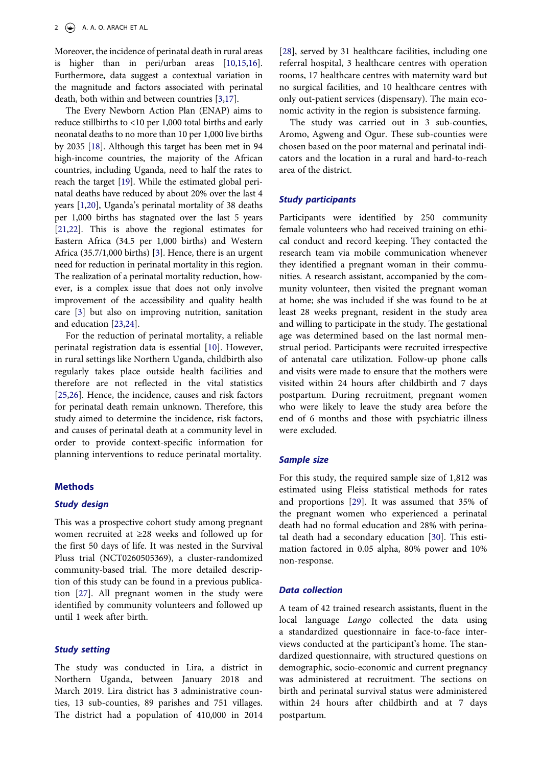Moreover, the incidence of perinatal death in rural areas is higher than in peri/urban areas [10,15,16]. Furthermore, data suggest a contextual variation in the magnitude and factors associated with perinatal death, both within and between countries [3,17].

The Every Newborn Action Plan (ENAP) aims to reduce stillbirths to <10 per 1,000 total births and early neonatal deaths to no more than 10 per 1,000 live births by 2035 [18]. Although this target has been met in 94 high-income countries, the majority of the African countries, including Uganda, need to half the rates to reach the target [19]. While the estimated global perinatal deaths have reduced by about 20% over the last 4 years [1,20], Uganda's perinatal mortality of 38 deaths per 1,000 births has stagnated over the last 5 years [21,22]. This is above the regional estimates for Eastern Africa (34.5 per 1,000 births) and Western Africa (35.7/1,000 births) [3]. Hence, there is an urgent need for reduction in perinatal mortality in this region. The realization of a perinatal mortality reduction, however, is a complex issue that does not only involve improvement of the accessibility and quality health care [3] but also on improving nutrition, sanitation and education [23,24].

For the reduction of perinatal mortality, a reliable perinatal registration data is essential [10]. However, in rural settings like Northern Uganda, childbirth also regularly takes place outside health facilities and therefore are not reflected in the vital statistics [25,26]. Hence, the incidence, causes and risk factors for perinatal death remain unknown. Therefore, this study aimed to determine the incidence, risk factors, and causes of perinatal death at a community level in order to provide context-specific information for planning interventions to reduce perinatal mortality.

## Methods

### Study design

This was a prospective cohort study among pregnant women recruited at ≥28 weeks and followed up for the first 50 days of life. It was nested in the Survival Pluss trial (NCT0260505369), a cluster-randomized community-based trial. The more detailed description of this study can be found in a previous publication [27]. All pregnant women in the study were identified by community volunteers and followed up until 1 week after birth.

### Study setting

The study was conducted in Lira, a district in Northern Uganda, between January 2018 and March 2019. Lira district has 3 administrative counties, 13 sub-counties, 89 parishes and 751 villages. The district had a population of 410,000 in 2014 [28], served by 31 healthcare facilities, including one referral hospital, 3 healthcare centres with operation rooms, 17 healthcare centres with maternity ward but no surgical facilities, and 10 healthcare centres with only out-patient services (dispensary). The main economic activity in the region is subsistence farming.

The study was carried out in 3 sub-counties, Aromo, Agweng and Ogur. These sub-counties were chosen based on the poor maternal and perinatal indicators and the location in a rural and hard-to-reach area of the district.

### Study participants

Participants were identified by 250 community female volunteers who had received training on ethical conduct and record keeping. They contacted the research team via mobile communication whenever they identified a pregnant woman in their communities. A research assistant, accompanied by the community volunteer, then visited the pregnant woman at home; she was included if she was found to be at least 28 weeks pregnant, resident in the study area and willing to participate in the study. The gestational age was determined based on the last normal menstrual period. Participants were recruited irrespective of antenatal care utilization. Follow-up phone calls and visits were made to ensure that the mothers were visited within 24 hours after childbirth and 7 days postpartum. During recruitment, pregnant women who were likely to leave the study area before the end of 6 months and those with psychiatric illness were excluded.

### Sample size

For this study, the required sample size of 1,812 was estimated using Fleiss statistical methods for rates and proportions [29]. It was assumed that 35% of the pregnant women who experienced a perinatal death had no formal education and 28% with perinatal death had a secondary education [30]. This estimation factored in 0.05 alpha, 80% power and 10% non-response.

### Data collection

A team of 42 trained research assistants, fluent in the local language *Lango* collected the data using a standardized questionnaire in face-to-face interviews conducted at the participant's home. The standardized questionnaire, with structured questions on demographic, socio-economic and current pregnancy was administered at recruitment. The sections on birth and perinatal survival status were administered within 24 hours after childbirth and at 7 days postpartum.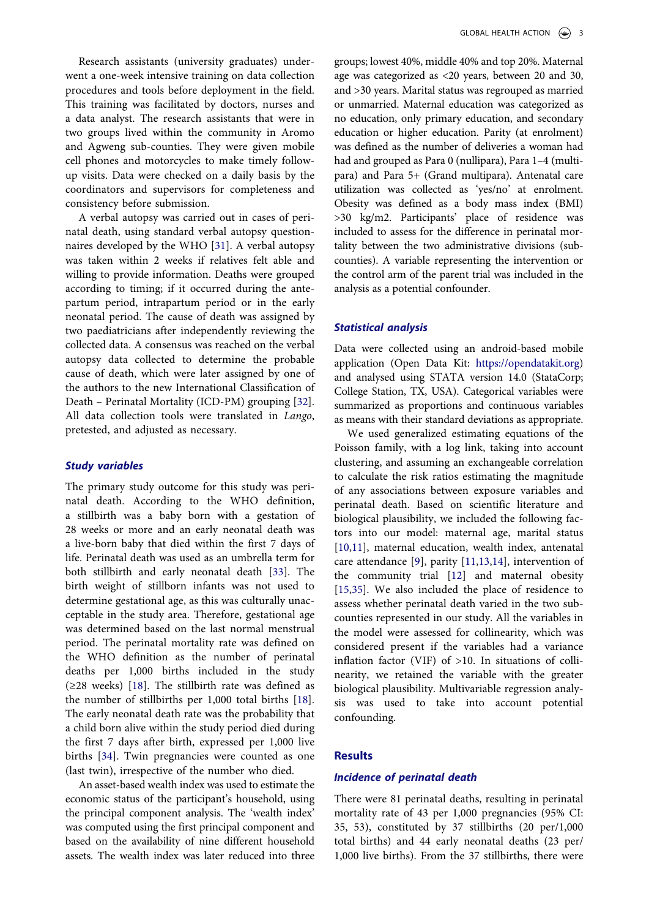Research assistants (university graduates) underwent a one-week intensive training on data collection procedures and tools before deployment in the field. This training was facilitated by doctors, nurses and a data analyst. The research assistants that were in two groups lived within the community in Aromo and Agweng sub-counties. They were given mobile cell phones and motorcycles to make timely follow-up visits. Data were checked on a daily basis by the coordinators and supervisors for completeness and consistency before submission.

A verbal autopsy was carried out in cases of perinatal death, using standard verbal autopsy questionnaires developed by the WHO [31]. A verbal autopsy was taken within 2 weeks if relatives felt able and willing to provide information. Deaths were grouped according to timing; if it occurred during the antepartum period, intrapartum period or in the early neonatal period. The cause of death was assigned by two paediatricians after independently reviewing the collected data. A consensus was reached on the verbal autopsy data collected to determine the probable cause of death, which were later assigned by one of the authors to the new International Classification of Death – Perinatal Mortality (ICD-PM) grouping [32]. All data collection tools were translated in *Lango*, pretested, and adjusted as necessary.

### Study variables

The primary study outcome for this study was perinatal death. According to the WHO definition, a stillbirth was a baby born with a gestation of 28 weeks or more and an early neonatal death was a live-born baby that died within the first 7 days of life. Perinatal death was used as an umbrella term for both stillbirth and early neonatal death [33]. The birth weight of stillborn infants was not used to determine gestational age, as this was culturally unacceptable in the study area. Therefore, gestational age was determined based on the last normal menstrual period. The perinatal mortality rate was defined on the WHO definition as the number of perinatal deaths per 1,000 births included in the study (≥28 weeks) [18]. The stillbirth rate was defined as the number of stillbirths per 1,000 total births [18]. The early neonatal death rate was the probability that a child born alive within the study period died during the first 7 days after birth, expressed per 1,000 live births [34]. Twin pregnancies were counted as one (last twin), irrespective of the number who died.

An asset-based wealth index was used to estimate the economic status of the participant's household, using the principal component analysis. The 'wealth index' was computed using the first principal component and based on the availability of nine different household assets. The wealth index was later reduced into three groups; lowest 40%, middle 40% and top 20%. Maternal age was categorized as <20 years, between 20 and 30, and >30 years. Marital status was regrouped as married or unmarried. Maternal education was categorized as no education, only primary education, and secondary education or higher education. Parity (at enrolment) was defined as the number of deliveries a woman had had and grouped as Para 0 (nullipara), Para 1–4 (multipara) and Para 5+ (Grand multipara). Antenatal care utilization was collected as 'yes/no' at enrolment. Obesity was defined as a body mass index (BMI) >30 kg/m2. Participants' place of residence was included to assess for the difference in perinatal mortality between the two administrative divisions (sub-counties). A variable representing the intervention or the control arm of the parent trial was included in the analysis as a potential confounder.

### Statistical analysis

Data were collected using an android-based mobile application (Open Data Kit: https://opendatakit.org) and analysed using STATA version 14.0 (StataCorp; College Station, TX, USA). Categorical variables were summarized as proportions and continuous variables as means with their standard deviations as appropriate.

We used generalized estimating equations of the Poisson family, with a log link, taking into account clustering, and assuming an exchangeable correlation to calculate the risk ratios estimating the magnitude of any associations between exposure variables and perinatal death. Based on scientific literature and biological plausibility, we included the following factors into our model: maternal age, marital status [10,11], maternal education, wealth index, antenatal care attendance [9], parity [11,13,14], intervention of the community trial [12] and maternal obesity [15,35]. We also included the place of residence to assess whether perinatal death varied in the two sub-counties represented in our study. All the variables in the model were assessed for collinearity, which was considered present if the variables had a variance inflation factor (VIF) of >10. In situations of collinearity, we retained the variable with the greater biological plausibility. Multivariable regression analysis was used to take into account potential confounding.

## Results

### Incidence of perinatal death

There were 81 perinatal deaths, resulting in perinatal mortality rate of 43 per 1,000 pregnancies (95% CI: 35, 53), constituted by 37 stillbirths (20 per/1,000 total births) and 44 early neonatal deaths (23 per/1,000 live births). From the 37 stillbirths, there were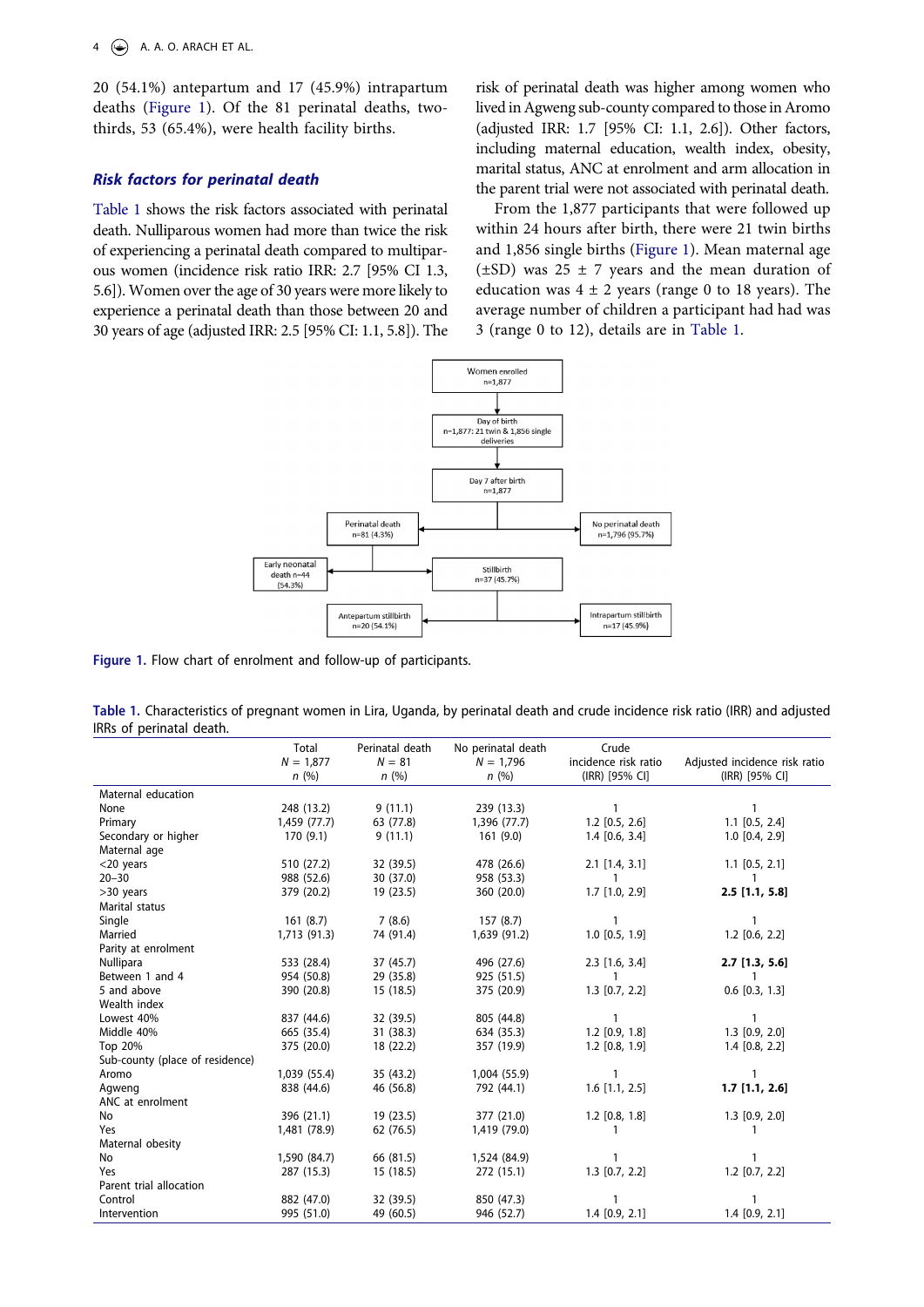20 (54.1%) antepartum and 17 (45.9%) intrapartum deaths (Figure 1). Of the 81 perinatal deaths, two-thirds, 53 (65.4%), were health facility births.

### Risk factors for perinatal death

Table 1 shows the risk factors associated with perinatal death. Nulliparous women had more than twice the risk of experiencing a perinatal death compared to multiparous women (incidence risk ratio IRR: 2.7 [95% CI 1.3, 5.6]). Women over the age of 30 years were more likely to experience a perinatal death than those between 20 and 30 years of age (adjusted IRR: 2.5 [95% CI: 1.1, 5.8]). The risk of perinatal death was higher among women who lived in Agweng sub-county compared to those in Aromo (adjusted IRR: 1.7 [95% CI: 1.1, 2.6]). Other factors, including maternal education, wealth index, obesity, marital status, ANC at enrolment and arm allocation in the parent trial were not associated with perinatal death.

From the 1,877 participants that were followed up within 24 hours after birth, there were 21 twin births and 1,856 single births (Figure 1). Mean maternal age (±SD) was 25 ± 7 years and the mean duration of education was 4 ± 2 years (range 0 to 18 years). The average number of children a participant had had was 3 (range 0 to 12), details are in Table 1.

Women enrolled n=1,877 → Day of birth n=1,877: 21 twin & 1,856 single deliveries → Day 7 after birth n=1,877 → Perinatal death n=81 (4.3%); No perinatal death n=1,796 (95.7%). Perinatal death → Early neonatal death n=44 (54.3%); Stillbirth n=37 (45.7%). Stillbirth → Antepartum stillbirth n=20 (54.1%); Intrapartum stillbirth n=17 (45.9%).

**Figure 1.** Flow chart of enrolment and follow-up of participants.

**Table 1.** Characteristics of pregnant women in Lira, Uganda, by perinatal death and crude incidence risk ratio (IRR) and adjusted IRRs of perinatal death.

| | Total N = 1,877 n (%) | Perinatal death N = 81 n (%) | No perinatal death N = 1,796 n (%) | Crude incidence risk ratio (IRR) [95% CI] | Adjusted incidence risk ratio (IRR) [95% CI] |
|---|---|---|---|---|---|
| Maternal education | | | | | |
| None | 248 (13.2) | 9 (11.1) | 239 (13.3) | 1 | 1 |
| Primary | 1,459 (77.7) | 63 (77.8) | 1,396 (77.7) | 1.2 [0.5, 2.6] | 1.1 [0.5, 2.4] |
| Secondary or higher | 170 (9.1) | 9 (11.1) | 161 (9.0) | 1.4 [0.6, 3.4] | 1.0 [0.4, 2.9] |
| Maternal age | | | | | |
| <20 years | 510 (27.2) | 32 (39.5) | 478 (26.6) | 2.1 [1.4, 3.1] | 1.1 [0.5, 2.1] |
| 20–30 | 988 (52.6) | 30 (37.0) | 958 (53.3) | 1 | 1 |
| >30 years | 379 (20.2) | 19 (23.5) | 360 (20.0) | 1.7 [1.0, 2.9] | **2.5 [1.1, 5.8]** |
| Marital status | | | | | |
| Single | 161 (8.7) | 7 (8.6) | 157 (8.7) | 1 | 1 |
| Married | 1,713 (91.3) | 74 (91.4) | 1,639 (91.2) | 1.0 [0.5, 1.9] | 1.2 [0.6, 2.2] |
| Parity at enrolment | | | | | |
| Nullipara | 533 (28.4) | 37 (45.7) | 496 (27.6) | 2.3 [1.6, 3.4] | **2.7 [1.3, 5.6]** |
| Between 1 and 4 | 954 (50.8) | 29 (35.8) | 925 (51.5) | 1 | 1 |
| 5 and above | 390 (20.8) | 15 (18.5) | 375 (20.9) | 1.3 [0.7, 2.2] | 0.6 [0.3, 1.3] |
| Wealth index | | | | | |
| Lowest 40% | 837 (44.6) | 32 (39.5) | 805 (44.8) | 1 | 1 |
| Middle 40% | 665 (35.4) | 31 (38.3) | 634 (35.3) | 1.2 [0.9, 1.8] | 1.3 [0.9, 2.0] |
| Top 20% | 375 (20.0) | 18 (22.2) | 357 (19.9) | 1.2 [0.8, 1.9] | 1.4 [0.8, 2.2] |
| Sub-county (place of residence) | | | | | |
| Aromo | 1,039 (55.4) | 35 (43.2) | 1,004 (55.9) | 1 | 1 |
| Agweng | 838 (44.6) | 46 (56.8) | 792 (44.1) | 1.6 [1.1, 2.5] | **1.7 [1.1, 2.6]** |
| ANC at enrolment | | | | | |
| No | 396 (21.1) | 19 (23.5) | 377 (21.0) | 1.2 [0.8, 1.8] | 1.3 [0.9, 2.0] |
| Yes | 1,481 (78.9) | 62 (76.5) | 1,419 (79.0) | 1 | 1 |
| Maternal obesity | | | | | |
| No | 1,590 (84.7) | 66 (81.5) | 1,524 (84.9) | 1 | 1 |
| Yes | 287 (15.3) | 15 (18.5) | 272 (15.1) | 1.3 [0.7, 2.2] | 1.2 [0.7, 2.2] |
| Parent trial allocation | | | | | |
| Control | 882 (47.0) | 32 (39.5) | 850 (47.3) | 1 | 1 |
| Intervention | 995 (51.0) | 49 (60.5) | 946 (52.7) | 1.4 [0.9, 2.1] | 1.4 [0.9, 2.1] |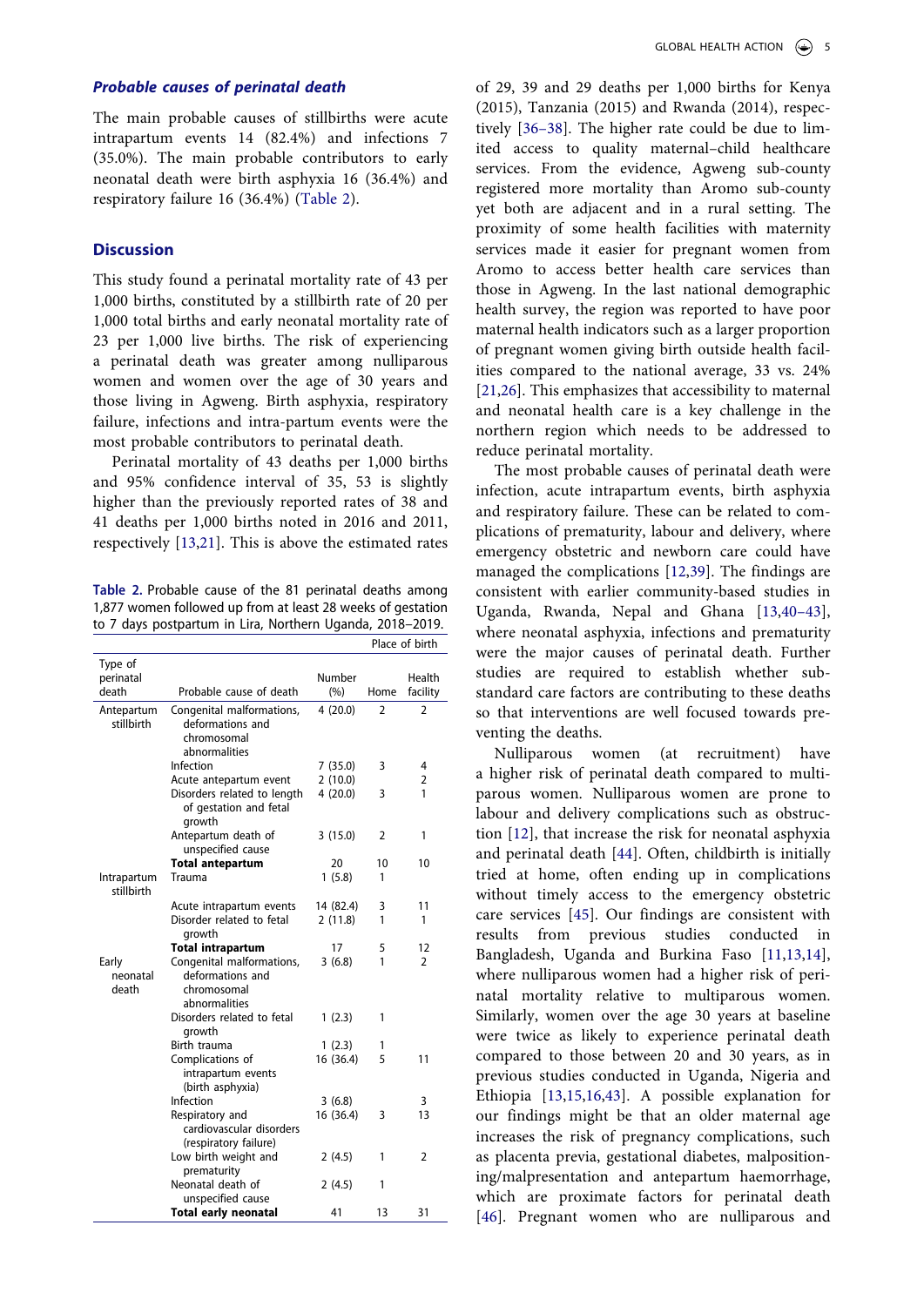### *Probable causes of perinatal death*

The main probable causes of stillbirths were acute intrapartum events 14 (82.4%) and infections 7 (35.0%). The main probable contributors to early neonatal death were birth asphyxia 16 (36.4%) and respiratory failure 16 (36.4%) (Table 2).

## Discussion

This study found a perinatal mortality rate of 43 per 1,000 births, constituted by a stillbirth rate of 20 per 1,000 total births and early neonatal mortality rate of 23 per 1,000 live births. The risk of experiencing a perinatal death was greater among nulliparous women and women over the age of 30 years and those living in Agweng. Birth asphyxia, respiratory failure, infections and intra-partum events were the most probable contributors to perinatal death.

Perinatal mortality of 43 deaths per 1,000 births and 95% confidence interval of 35, 53 is slightly higher than the previously reported rates of 38 and 41 deaths per 1,000 births noted in 2016 and 2011, respectively [13,21]. This is above the estimated rates of 29, 39 and 29 deaths per 1,000 births for Kenya (2015), Tanzania (2015) and Rwanda (2014), respectively [36–38]. The higher rate could be due to limited access to quality maternal–child healthcare services. From the evidence, Agweng sub-county registered more mortality than Aromo sub-county yet both are adjacent and in a rural setting. The proximity of some health facilities with maternity services made it easier for pregnant women from Aromo to access better health care services than those in Agweng. In the last national demographic health survey, the region was reported to have poor maternal health indicators such as a larger proportion of pregnant women giving birth outside health facilities compared to the national average, 33 vs. 24% [21,26]. This emphasizes that accessibility to maternal and neonatal health care is a key challenge in the northern region which needs to be addressed to reduce perinatal mortality.

**Table 2.** Probable cause of the 81 perinatal deaths among 1,877 women followed up from at least 28 weeks of gestation to 7 days postpartum in Lira, Northern Uganda, 2018–2019.

| | | | Place of birth | |
|---|---|---|---|---|
| Type of perinatal death | Probable cause of death | Number (%) | Home | Health facility |
| Antepartum stillbirth | Congenital malformations, deformations and chromosomal abnormalities | 4 (20.0) | 2 | 2 |
| | Infection | 7 (35.0) | 3 | 4 |
| | Acute antepartum event | 2 (10.0) | | 2 |
| | Disorders related to length of gestation and fetal growth | 4 (20.0) | 3 | 1 |
| | Antepartum death of unspecified cause | 3 (15.0) | 2 | 1 |
| | **Total antepartum** | 20 | 10 | 10 |
| Intrapartum stillbirth | Trauma | 1 (5.8) | 1 | |
| | Acute intrapartum events | 14 (82.4) | 3 | 11 |
| | Disorder related to fetal growth | 2 (11.8) | 1 | 1 |
| | **Total intrapartum** | 17 | 5 | 12 |
| Early neonatal death | Congenital malformations, deformations and chromosomal abnormalities | 3 (6.8) | 1 | 2 |
| | Disorders related to fetal growth | 1 (2.3) | 1 | |
| | Birth trauma | 1 (2.3) | 1 | |
| | Complications of intrapartum events (birth asphyxia) | 16 (36.4) | 5 | 11 |
| | Infection | 3 (6.8) | | 3 |
| | Respiratory and cardiovascular disorders (respiratory failure) | 16 (36.4) | 3 | 13 |
| | Low birth weight and prematurity | 2 (4.5) | 1 | 2 |
| | Neonatal death of unspecified cause | 2 (4.5) | 1 | |
| | **Total early neonatal** | 41 | 13 | 31 |

The most probable causes of perinatal death were infection, acute intrapartum events, birth asphyxia and respiratory failure. These can be related to complications of prematurity, labour and delivery, where emergency obstetric and newborn care could have managed the complications [12,39]. The findings are consistent with earlier community-based studies in Uganda, Rwanda, Nepal and Ghana [13,40–43], where neonatal asphyxia, infections and prematurity were the major causes of perinatal death. Further studies are required to establish whether substandard care factors are contributing to these deaths so that interventions are well focused towards preventing the deaths.

Nulliparous women (at recruitment) have a higher risk of perinatal death compared to multiparous women. Nulliparous women are prone to labour and delivery complications such as obstruction [12], that increase the risk for neonatal asphyxia and perinatal death [44]. Often, childbirth is initially tried at home, often ending up in complications without timely access to the emergency obstetric care services [45]. Our findings are consistent with results from previous studies conducted in Bangladesh, Uganda and Burkina Faso [11,13,14], where nulliparous women had a higher risk of perinatal mortality relative to multiparous women. Similarly, women over the age 30 years at baseline were twice as likely to experience perinatal death compared to those between 20 and 30 years, as in previous studies conducted in Uganda, Nigeria and Ethiopia [13,15,16,43]. A possible explanation for our findings might be that an older maternal age increases the risk of pregnancy complications, such as placenta previa, gestational diabetes, malpositioning/malpresentation and antepartum haemorrhage, which are proximate factors for perinatal death [46]. Pregnant women who are nulliparous and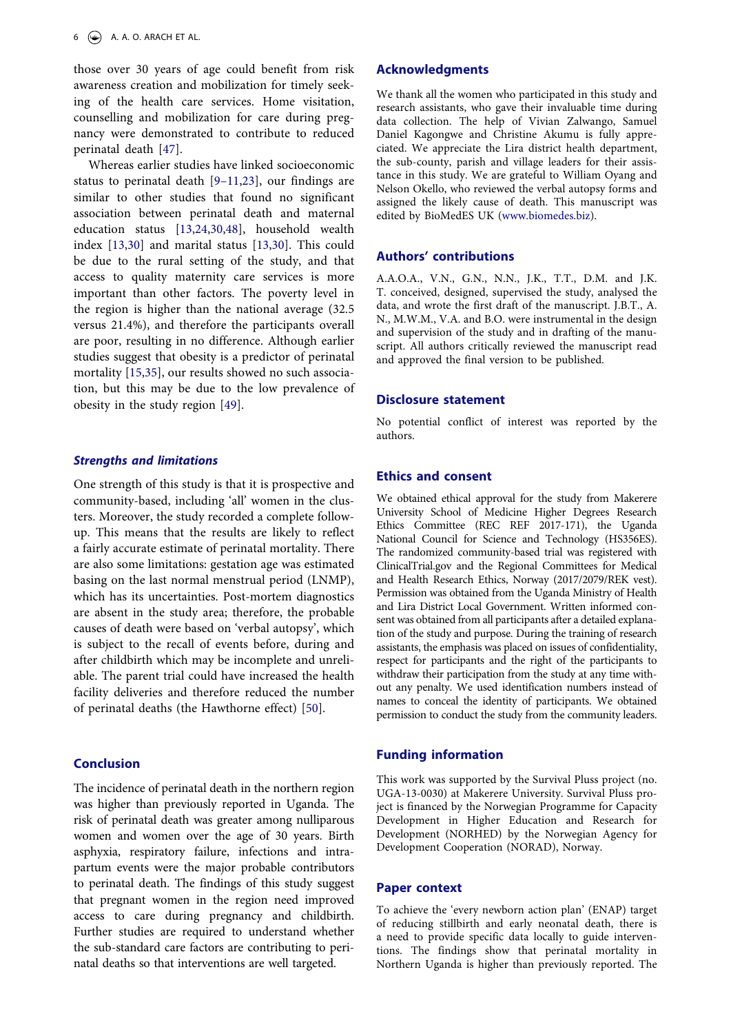those over 30 years of age could benefit from risk awareness creation and mobilization for timely seeking of the health care services. Home visitation, counselling and mobilization for care during pregnancy were demonstrated to contribute to reduced perinatal death [47].

Whereas earlier studies have linked socioeconomic status to perinatal death [9–11,23], our findings are similar to other studies that found no significant association between perinatal death and maternal education status [13,24,30,48], household wealth index [13,30] and marital status [13,30]. This could be due to the rural setting of the study, and that access to quality maternity care services is more important than other factors. The poverty level in the region is higher than the national average (32.5 versus 21.4%), and therefore the participants overall are poor, resulting in no difference. Although earlier studies suggest that obesity is a predictor of perinatal mortality [15,35], our results showed no such association, but this may be due to the low prevalence of obesity in the study region [49].

### *Strengths and limitations*

One strength of this study is that it is prospective and community-based, including 'all' women in the clusters. Moreover, the study recorded a complete follow-up. This means that the results are likely to reflect a fairly accurate estimate of perinatal mortality. There are also some limitations: gestation age was estimated basing on the last normal menstrual period (LNMP), which has its uncertainties. Post-mortem diagnostics are absent in the study area; therefore, the probable causes of death were based on 'verbal autopsy', which is subject to the recall of events before, during and after childbirth which may be incomplete and unreliable. The parent trial could have increased the health facility deliveries and therefore reduced the number of perinatal deaths (the Hawthorne effect) [50].

## Conclusion

The incidence of perinatal death in the northern region was higher than previously reported in Uganda. The risk of perinatal death was greater among nulliparous women and women over the age of 30 years. Birth asphyxia, respiratory failure, infections and intrapartum events were the major probable contributors to perinatal death. The findings of this study suggest that pregnant women in the region need improved access to care during pregnancy and childbirth. Further studies are required to understand whether the sub-standard care factors are contributing to perinatal deaths so that interventions are well targeted.

## Acknowledgments

We thank all the women who participated in this study and research assistants, who gave their invaluable time during data collection. The help of Vivian Zalwango, Samuel Daniel Kagongwe and Christine Akumu is fully appreciated. We appreciate the Lira district health department, the sub-county, parish and village leaders for their assistance in this study. We are grateful to William Oyang and Nelson Okello, who reviewed the verbal autopsy forms and assigned the likely cause of death. This manuscript was edited by BioMedES UK (www.biomedes.biz).

## Authors' contributions

A.A.O.A., V.N., G.N., N.N., J.K., T.T., D.M. and J.K. T. conceived, designed, supervised the study, analysed the data, and wrote the first draft of the manuscript. J.B.T., A. N., M.W.M., V.A. and B.O. were instrumental in the design and supervision of the study and in drafting of the manuscript. All authors critically reviewed the manuscript read and approved the final version to be published.

## Disclosure statement

No potential conflict of interest was reported by the authors.

## Ethics and consent

We obtained ethical approval for the study from Makerere University School of Medicine Higher Degrees Research Ethics Committee (REC REF 2017-171), the Uganda National Council for Science and Technology (HS356ES). The randomized community-based trial was registered with ClinicalTrial.gov and the Regional Committees for Medical and Health Research Ethics, Norway (2017/2079/REK vest). Permission was obtained from the Uganda Ministry of Health and Lira District Local Government. Written informed consent was obtained from all participants after a detailed explanation of the study and purpose. During the training of research assistants, the emphasis was placed on issues of confidentiality, respect for participants and the right of the participants to withdraw their participation from the study at any time without any penalty. We used identification numbers instead of names to conceal the identity of participants. We obtained permission to conduct the study from the community leaders.

## Funding information

This work was supported by the Survival Pluss project (no. UGA-13-0030) at Makerere University. Survival Pluss project is financed by the Norwegian Programme for Capacity Development in Higher Education and Research for Development (NORHED) by the Norwegian Agency for Development Cooperation (NORAD), Norway.

## Paper context

To achieve the 'every newborn action plan' (ENAP) target of reducing stillbirth and early neonatal death, there is a need to provide specific data locally to guide interventions. The findings show that perinatal mortality in Northern Uganda is higher than previously reported. The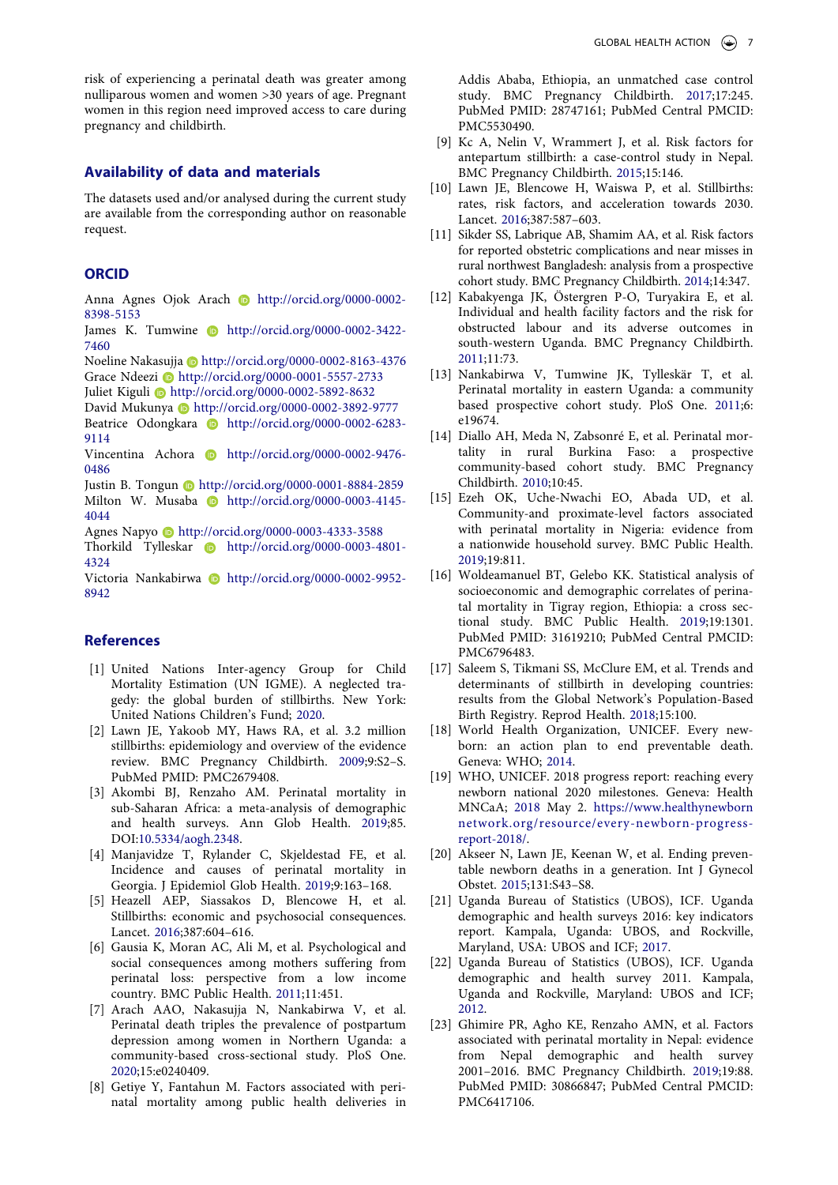risk of experiencing a perinatal death was greater among nulliparous women and women >30 years of age. Pregnant women in this region need improved access to care during pregnancy and childbirth.

## Availability of data and materials

The datasets used and/or analysed during the current study are available from the corresponding author on reasonable request.

## ORCID

Anna Agnes Ojok Arach http://orcid.org/0000-0002-8398-5153
James K. Tumwine http://orcid.org/0000-0002-3422-7460
Noeline Nakasujja http://orcid.org/0000-0002-8163-4376
Grace Ndeezi http://orcid.org/0000-0001-5557-2733
Juliet Kiguli http://orcid.org/0000-0002-5892-8632
David Mukunya http://orcid.org/0000-0002-3892-9777
Beatrice Odongkara http://orcid.org/0000-0002-6283-9114
Vincentina Achora http://orcid.org/0000-0002-9476-0486
Justin B. Tongun http://orcid.org/0000-0001-8884-2859
Milton W. Musaba http://orcid.org/0000-0003-4145-4044
Agnes Napyo http://orcid.org/0000-0003-4333-3588
Thorkild Tylleskar http://orcid.org/0000-0003-4801-4324
Victoria Nankabirwa http://orcid.org/0000-0002-9952-8942

## References

[1] United Nations Inter-agency Group for Child Mortality Estimation (UN IGME). A neglected tragedy: the global burden of stillbirths. New York: United Nations Children's Fund; 2020.

[2] Lawn JE, Yakoob MY, Haws RA, et al. 3.2 million stillbirths: epidemiology and overview of the evidence review. BMC Pregnancy Childbirth. 2009;9:S2–S. PubMed PMID: PMC2679408.

[3] Akombi BJ, Renzaho AM. Perinatal mortality in sub-Saharan Africa: a meta-analysis of demographic and health surveys. Ann Glob Health. 2019;85. DOI:10.5334/aogh.2348.

[4] Manjavidze T, Rylander C, Skjeldestad FE, et al. Incidence and causes of perinatal mortality in Georgia. J Epidemiol Glob Health. 2019;9:163–168.

[5] Heazell AEP, Siassakos D, Blencowe H, et al. Stillbirths: economic and psychosocial consequences. Lancet. 2016;387:604–616.

[6] Gausia K, Moran AC, Ali M, et al. Psychological and social consequences among mothers suffering from perinatal loss: perspective from a low income country. BMC Public Health. 2011;11:451.

[7] Arach AAO, Nakasujja N, Nankabirwa V, et al. Perinatal death triples the prevalence of postpartum depression among women in Northern Uganda: a community-based cross-sectional study. PloS One. 2020;15:e0240409.

[8] Getiye Y, Fantahun M. Factors associated with perinatal mortality among public health deliveries in Addis Ababa, Ethiopia, an unmatched case control study. BMC Pregnancy Childbirth. 2017;17:245. PubMed PMID: 28747161; PubMed Central PMCID: PMC5530490.

[9] Kc A, Nelin V, Wrammert J, et al. Risk factors for antepartum stillbirth: a case-control study in Nepal. BMC Pregnancy Childbirth. 2015;15:146.

[10] Lawn JE, Blencowe H, Waiswa P, et al. Stillbirths: rates, risk factors, and acceleration towards 2030. Lancet. 2016;387:587–603.

[11] Sikder SS, Labrique AB, Shamim AA, et al. Risk factors for reported obstetric complications and near misses in rural northwest Bangladesh: analysis from a prospective cohort study. BMC Pregnancy Childbirth. 2014;14:347.

[12] Kabakyenga JK, Östergren P-O, Turyakira E, et al. Individual and health facility factors and the risk for obstructed labour and its adverse outcomes in south-western Uganda. BMC Pregnancy Childbirth. 2011;11:73.

[13] Nankabirwa V, Tumwine JK, Tylleskär T, et al. Perinatal mortality in eastern Uganda: a community based prospective cohort study. PloS One. 2011;6:e19674.

[14] Diallo AH, Meda N, Zabsonré E, et al. Perinatal mortality in rural Burkina Faso: a prospective community-based cohort study. BMC Pregnancy Childbirth. 2010;10:45.

[15] Ezeh OK, Uche-Nwachi EO, Abada UD, et al. Community-and proximate-level factors associated with perinatal mortality in Nigeria: evidence from a nationwide household survey. BMC Public Health. 2019;19:811.

[16] Woldeamanuel BT, Gelebo KK. Statistical analysis of socioeconomic and demographic correlates of perinatal mortality in Tigray region, Ethiopia: a cross sectional study. BMC Public Health. 2019;19:1301. PubMed PMID: 31619210; PubMed Central PMCID: PMC6796483.

[17] Saleem S, Tikmani SS, McClure EM, et al. Trends and determinants of stillbirth in developing countries: results from the Global Network's Population-Based Birth Registry. Reprod Health. 2018;15:100.

[18] World Health Organization, UNICEF. Every newborn: an action plan to end preventable death. Geneva: WHO; 2014.

[19] WHO, UNICEF. 2018 progress report: reaching every newborn national 2020 milestones. Geneva: Health MNCaA; 2018 May 2. https://www.healthynewbornnetwork.org/resource/every-newborn-progress-report-2018/.

[20] Akseer N, Lawn JE, Keenan W, et al. Ending preventable newborn deaths in a generation. Int J Gynecol Obstet. 2015;131:S43–S8.

[21] Uganda Bureau of Statistics (UBOS), ICF. Uganda demographic and health surveys 2016: key indicators report. Kampala, Uganda: UBOS, and Rockville, Maryland, USA: UBOS and ICF; 2017.

[22] Uganda Bureau of Statistics (UBOS), ICF. Uganda demographic and health survey 2011. Kampala, Uganda and Rockville, Maryland: UBOS and ICF; 2012.

[23] Ghimire PR, Agho KE, Renzaho AMN, et al. Factors associated with perinatal mortality in Nepal: evidence from Nepal demographic and health survey 2001–2016. BMC Pregnancy Childbirth. 2019;19:88. PubMed PMID: 30866847; PubMed Central PMCID: PMC6417106.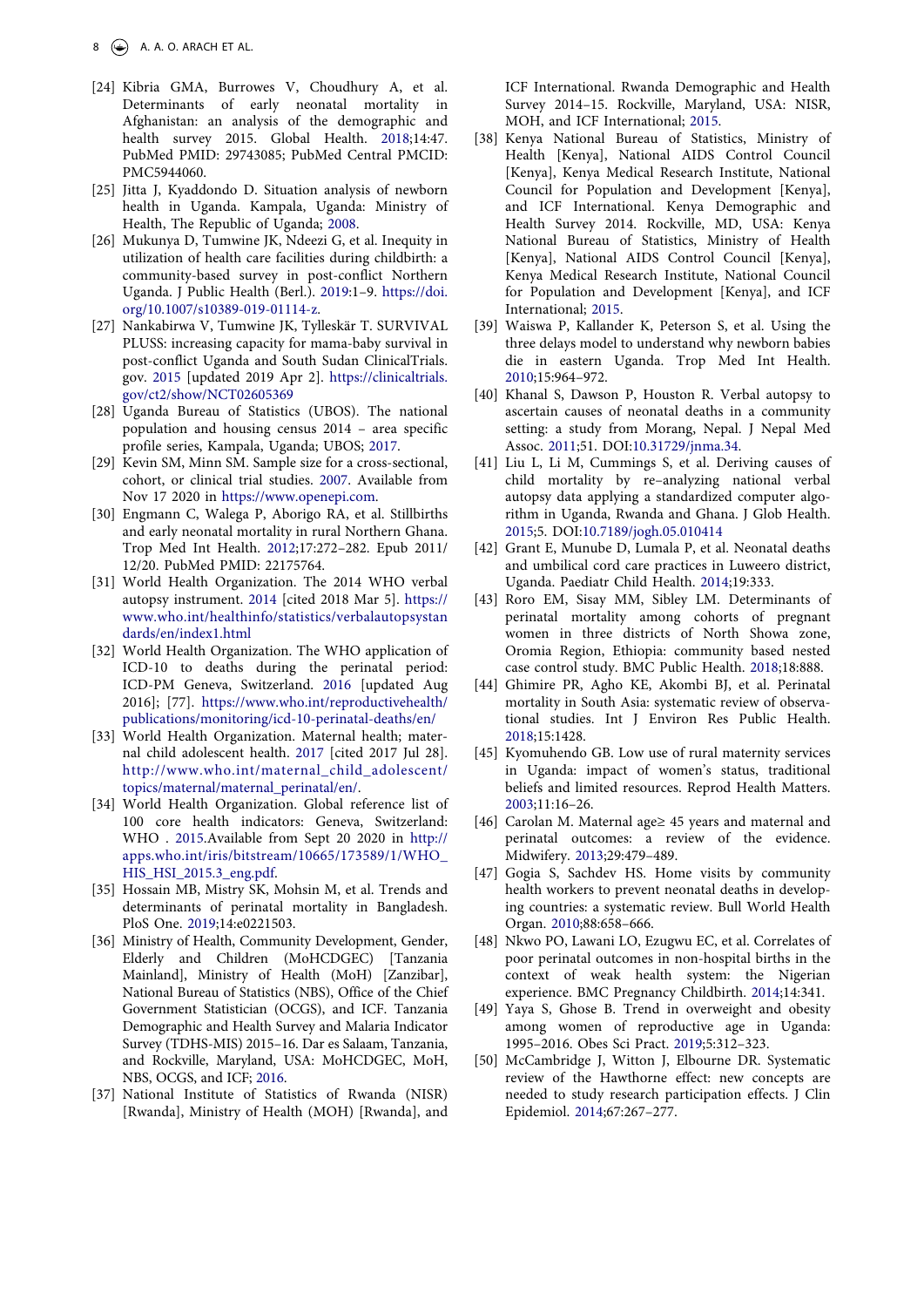[24] Kibria GMA, Burrowes V, Choudhury A, et al. Determinants of early neonatal mortality in Afghanistan: an analysis of the demographic and health survey 2015. Global Health. 2018;14:47. PubMed PMID: 29743085; PubMed Central PMCID: PMC5944060.

[25] Jitta J, Kyaddondo D. Situation analysis of newborn health in Uganda. Kampala, Uganda: Ministry of Health, The Republic of Uganda; 2008.

[26] Mukunya D, Tumwine JK, Ndeezi G, et al. Inequity in utilization of health care facilities during childbirth: a community-based survey in post-conflict Northern Uganda. J Public Health (Berl.). 2019:1–9. https://doi.org/10.1007/s10389-019-01114-z.

[27] Nankabirwa V, Tumwine JK, Tylleskär T. SURVIVAL PLUSS: increasing capacity for mama-baby survival in post-conflict Uganda and South Sudan ClinicalTrials. gov. 2015 [updated 2019 Apr 2]. https://clinicaltrials.gov/ct2/show/NCT02605369

[28] Uganda Bureau of Statistics (UBOS). The national population and housing census 2014 – area specific profile series, Kampala, Uganda; UBOS; 2017.

[29] Kevin SM, Minn SM. Sample size for a cross-sectional, cohort, or clinical trial studies. 2007. Available from Nov 17 2020 in https://www.openepi.com.

[30] Engmann C, Walega P, Aborigo RA, et al. Stillbirths and early neonatal mortality in rural Northern Ghana. Trop Med Int Health. 2012;17:272–282. Epub 2011/12/20. PubMed PMID: 22175764.

[31] World Health Organization. The 2014 WHO verbal autopsy instrument. 2014 [cited 2018 Mar 5]. https://www.who.int/healthinfo/statistics/verbalautopsystandards/en/index1.html

[32] World Health Organization. The WHO application of ICD-10 to deaths during the perinatal period: ICD-PM Geneva, Switzerland. 2016 [updated Aug 2016]; [77]. https://www.who.int/reproductivehealth/publications/monitoring/icd-10-perinatal-deaths/en/

[33] World Health Organization. Maternal health; maternal child adolescent health. 2017 [cited 2017 Jul 28]. http://www.who.int/maternal_child_adolescent/topics/maternal/maternal_perinatal/en/.

[34] World Health Organization. Global reference list of 100 core health indicators: Geneva, Switzerland: WHO . 2015.Available from Sept 20 2020 in http://apps.who.int/iris/bitstream/10665/173589/1/WHO_HIS_HSI_2015.3_eng.pdf.

[35] Hossain MB, Mistry SK, Mohsin M, et al. Trends and determinants of perinatal mortality in Bangladesh. PloS One. 2019;14:e0221503.

[36] Ministry of Health, Community Development, Gender, Elderly and Children (MoHCDGEC) [Tanzania Mainland], Ministry of Health (MoH) [Zanzibar], National Bureau of Statistics (NBS), Office of the Chief Government Statistician (OCGS), and ICF. Tanzania Demographic and Health Survey and Malaria Indicator Survey (TDHS-MIS) 2015–16. Dar es Salaam, Tanzania, and Rockville, Maryland, USA: MoHCDGEC, MoH, NBS, OCGS, and ICF; 2016.

[37] National Institute of Statistics of Rwanda (NISR) [Rwanda], Ministry of Health (MOH) [Rwanda], and ICF International. Rwanda Demographic and Health Survey 2014–15. Rockville, Maryland, USA: NISR, MOH, and ICF International; 2015.

[38] Kenya National Bureau of Statistics, Ministry of Health [Kenya], National AIDS Control Council [Kenya], Kenya Medical Research Institute, National Council for Population and Development [Kenya], and ICF International. Kenya Demographic and Health Survey 2014. Rockville, MD, USA: Kenya National Bureau of Statistics, Ministry of Health [Kenya], National AIDS Control Council [Kenya], Kenya Medical Research Institute, National Council for Population and Development [Kenya], and ICF International; 2015.

[39] Waiswa P, Kallander K, Peterson S, et al. Using the three delays model to understand why newborn babies die in eastern Uganda. Trop Med Int Health. 2010;15:964–972.

[40] Khanal S, Dawson P, Houston R. Verbal autopsy to ascertain causes of neonatal deaths in a community setting: a study from Morang, Nepal. J Nepal Med Assoc. 2011;51. DOI:10.31729/jnma.34.

[41] Liu L, Li M, Cummings S, et al. Deriving causes of child mortality by re–analyzing national verbal autopsy data applying a standardized computer algorithm in Uganda, Rwanda and Ghana. J Glob Health. 2015;5. DOI:10.7189/jogh.05.010414

[42] Grant E, Munube D, Lumala P, et al. Neonatal deaths and umbilical cord care practices in Luweero district, Uganda. Paediatr Child Health. 2014;19:333.

[43] Roro EM, Sisay MM, Sibley LM. Determinants of perinatal mortality among cohorts of pregnant women in three districts of North Showa zone, Oromia Region, Ethiopia: community based nested case control study. BMC Public Health. 2018;18:888.

[44] Ghimire PR, Agho KE, Akombi BJ, et al. Perinatal mortality in South Asia: systematic review of observational studies. Int J Environ Res Public Health. 2018;15:1428.

[45] Kyomuhendo GB. Low use of rural maternity services in Uganda: impact of women's status, traditional beliefs and limited resources. Reprod Health Matters. 2003;11:16–26.

[46] Carolan M. Maternal age≥ 45 years and maternal and perinatal outcomes: a review of the evidence. Midwifery. 2013;29:479–489.

[47] Gogia S, Sachdev HS. Home visits by community health workers to prevent neonatal deaths in developing countries: a systematic review. Bull World Health Organ. 2010;88:658–666.

[48] Nkwo PO, Lawani LO, Ezugwu EC, et al. Correlates of poor perinatal outcomes in non-hospital births in the context of weak health system: the Nigerian experience. BMC Pregnancy Childbirth. 2014;14:341.

[49] Yaya S, Ghose B. Trend in overweight and obesity among women of reproductive age in Uganda: 1995–2016. Obes Sci Pract. 2019;5:312–323.

[50] McCambridge J, Witton J, Elbourne DR. Systematic review of the Hawthorne effect: new concepts are needed to study research participation effects. J Clin Epidemiol. 2014;67:267–277.